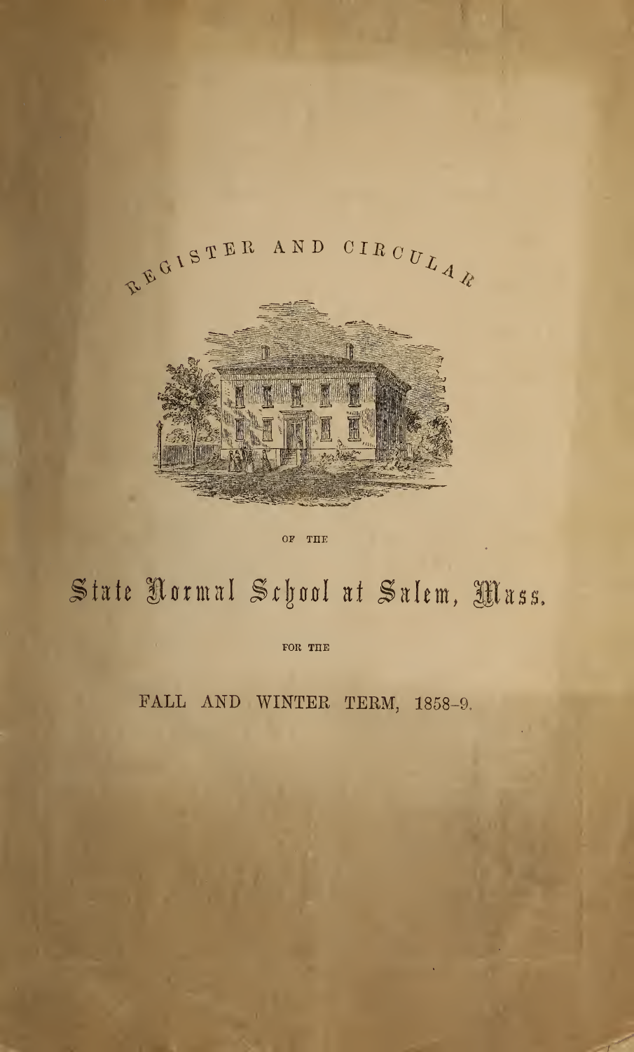# REGISTER AND CIRCULAR

OF THE

# State Normal School at Salem, Mass.

FOR THE

## FALL AND WINTER TERM, 1858-9.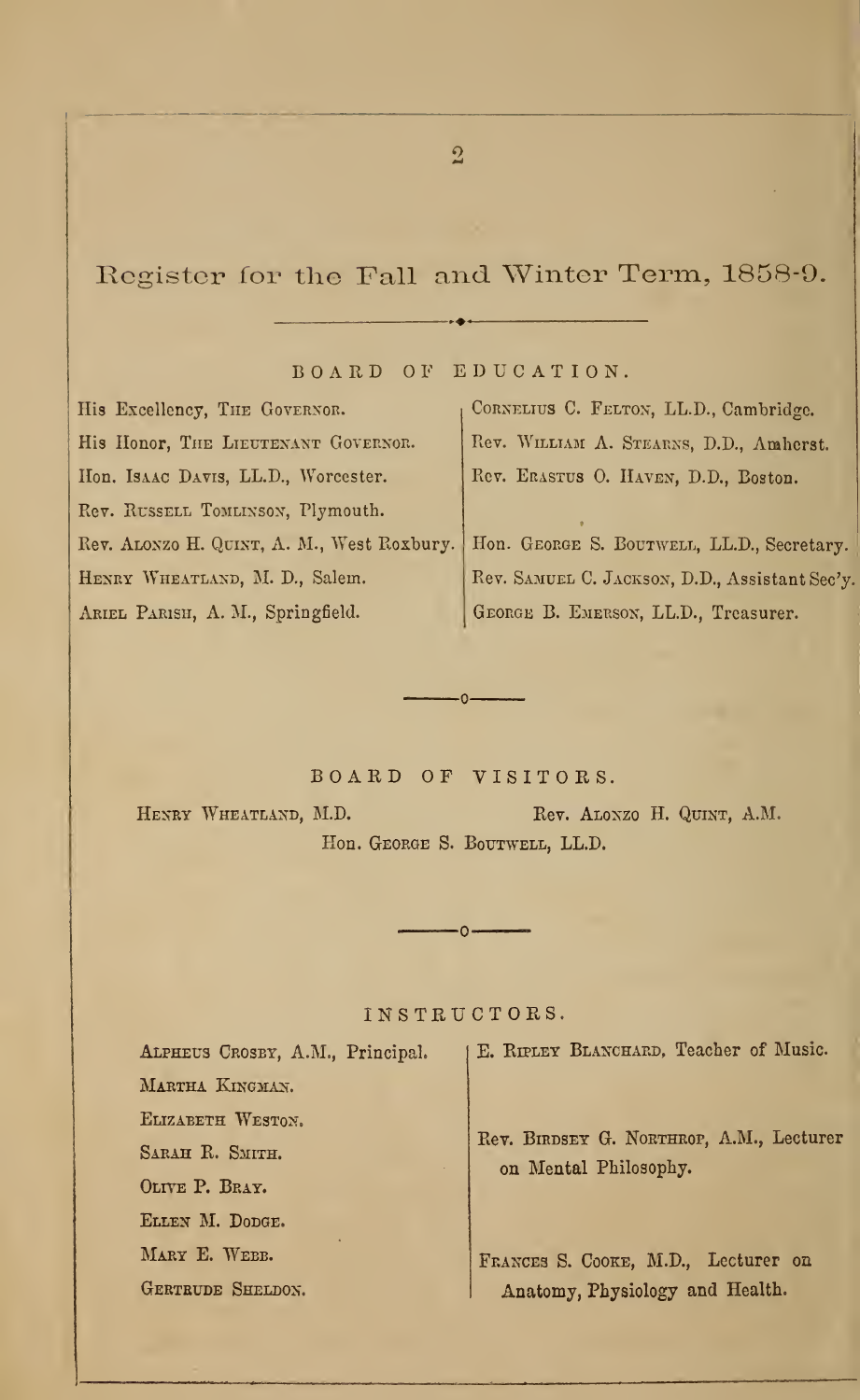# Register for the Fall and Winter Term, 1858-9.

## BOARD OF EDUCATION.

His Excellency, The Governor.
His Honor, The Lieutenant Governor.
Hon. Isaac Davis, LL.D., Worcester.
Rev. Russell Tomlinson, Plymouth.
Rev. Alonzo H. Quint, A. M., West Roxbury.
Henry Wheatland, M. D., Salem.
Ariel Parish, A. M., Springfield.
Cornelius C. Felton, LL.D., Cambridge.
Rev. William A. Stearns, D.D., Amherst.
Rev. Erastus O. Haven, D.D., Boston.

Hon. George S. Boutwell, LL.D., Secretary.
Rev. Samuel C. Jackson, D.D., Assistant Sec'y.
George B. Emerson, LL.D., Treasurer.

## BOARD OF VISITORS.

Henry Wheatland, M.D.
Rev. Alonzo H. Quint, A.M.
Hon. George S. Boutwell, LL.D.

## INSTRUCTORS.

Alpheus Crosby, A.M., Principal.
Martha Kingman.
Elizabeth Weston.
Sarah R. Smith.
Olive P. Bray.
Ellen M. Dodge.
Mary E. Webb.
Gertrude Sheldon.

E. Ripley Blanchard, Teacher of Music.

Rev. Birdsey G. Northrop, A.M., Lecturer on Mental Philosophy.

Frances S. Cooke, M.D., Lecturer on Anatomy, Physiology and Health.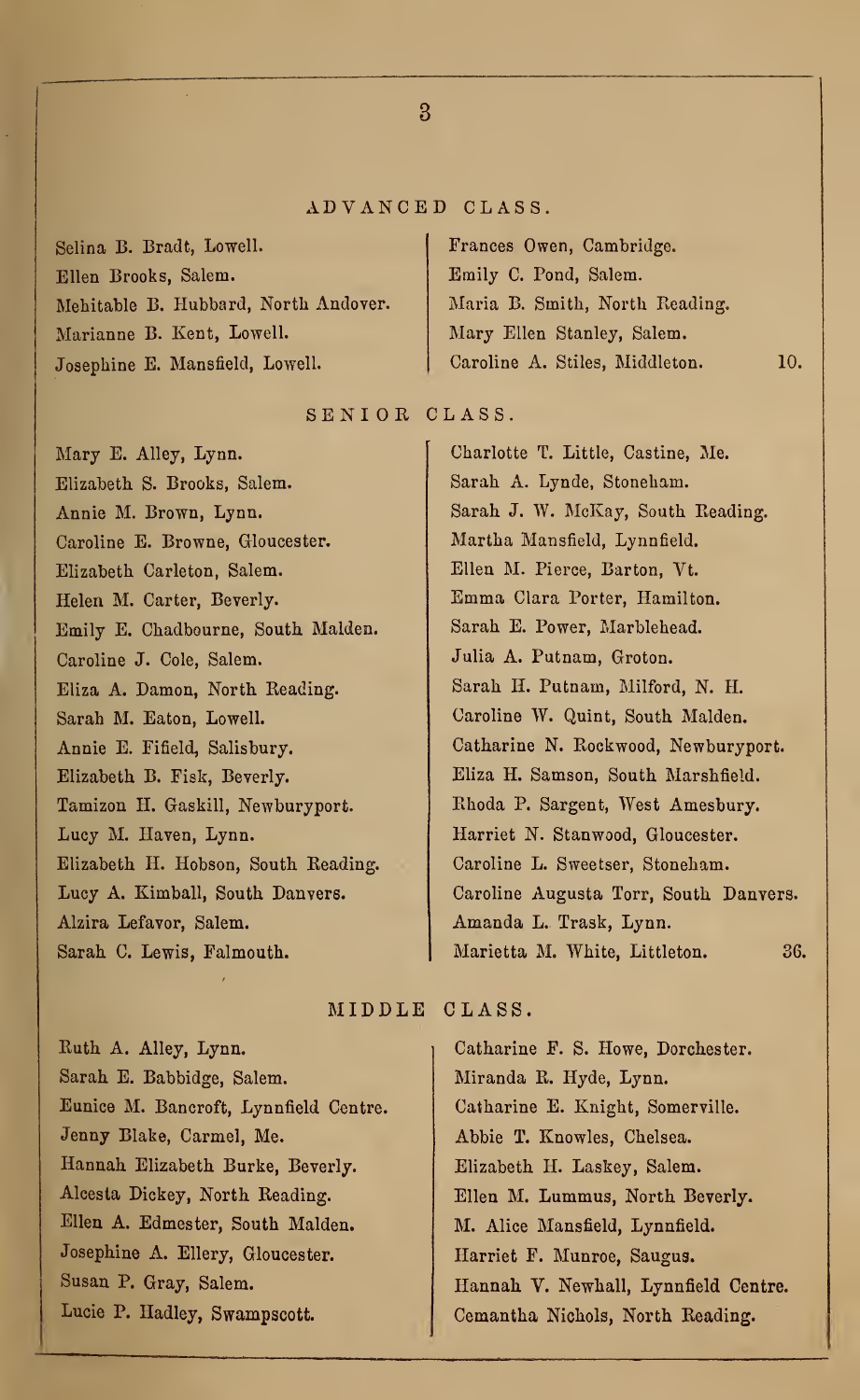## ADVANCED CLASS.

Selina B. Bradt, Lowell.
Ellen Brooks, Salem.
Mehitable B. Hubbard, North Andover.
Marianne B. Kent, Lowell.
Josephine E. Mansfield, Lowell.
Frances Owen, Cambridge.
Emily C. Pond, Salem.
Maria B. Smith, North Reading.
Mary Ellen Stanley, Salem.
Caroline A. Stiles, Middleton. 10.

## SENIOR CLASS.

Mary E. Alley, Lynn.
Elizabeth S. Brooks, Salem.
Annie M. Brown, Lynn.
Caroline E. Browne, Gloucester.
Elizabeth Carleton, Salem.
Helen M. Carter, Beverly.
Emily E. Chadbourne, South Malden.
Caroline J. Cole, Salem.
Eliza A. Damon, North Reading.
Sarah M. Eaton, Lowell.
Annie E. Fifield, Salisbury.
Elizabeth B. Fisk, Beverly.
Tamizon H. Gaskill, Newburyport.
Lucy M. Haven, Lynn.
Elizabeth H. Hobson, South Reading.
Lucy A. Kimball, South Danvers.
Alzira Lefavor, Salem.
Sarah C. Lewis, Falmouth.
Charlotte T. Little, Castine, Me.
Sarah A. Lynde, Stoneham.
Sarah J. W. McKay, South Reading.
Martha Mansfield, Lynnfield.
Ellen M. Pierce, Barton, Vt.
Emma Clara Porter, Hamilton.
Sarah E. Power, Marblehead.
Julia A. Putnam, Groton.
Sarah H. Putnam, Milford, N. H.
Caroline W. Quint, South Malden.
Catharine N. Rockwood, Newburyport.
Eliza H. Samson, South Marshfield.
Rhoda P. Sargent, West Amesbury.
Harriet N. Stanwood, Gloucester.
Caroline L. Sweetser, Stoneham.
Caroline Augusta Torr, South Danvers.
Amanda L. Trask, Lynn.
Marietta M. White, Littleton. 36.

## MIDDLE CLASS.

Ruth A. Alley, Lynn.
Sarah E. Babbidge, Salem.
Eunice M. Bancroft, Lynnfield Centre.
Jenny Blake, Carmel, Me.
Hannah Elizabeth Burke, Beverly.
Alcesta Dickey, North Reading.
Ellen A. Edmester, South Malden.
Josephine A. Ellery, Gloucester.
Susan P. Gray, Salem.
Lucie P. Hadley, Swampscott.
Catharine F. S. Howe, Dorchester.
Miranda R. Hyde, Lynn.
Catharine E. Knight, Somerville.
Abbie T. Knowles, Chelsea.
Elizabeth H. Laskey, Salem.
Ellen M. Lummus, North Beverly.
M. Alice Mansfield, Lynnfield.
Harriet F. Munroe, Saugus.
Hannah V. Newhall, Lynnfield Centre.
Cemantha Nichols, North Reading.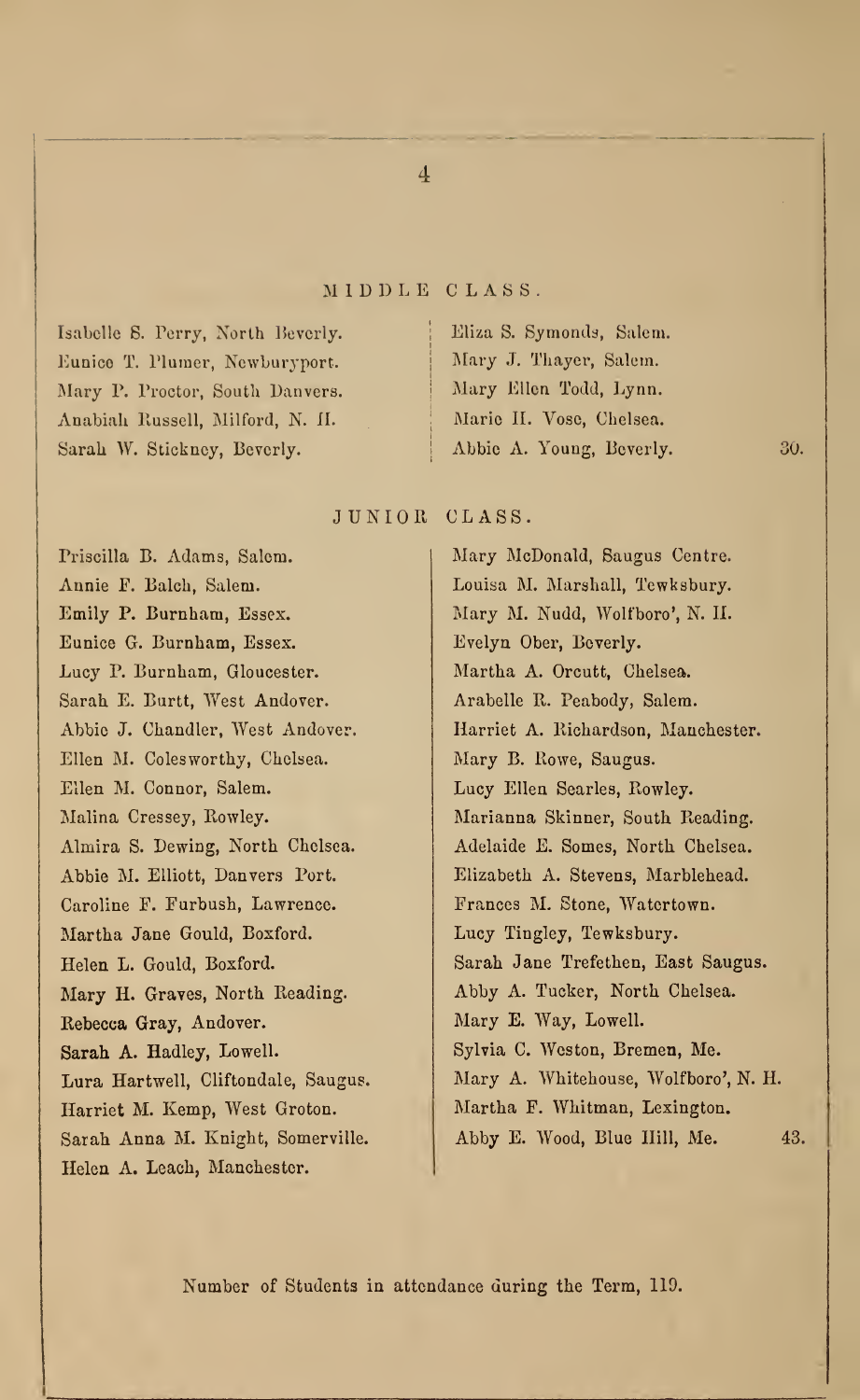## MIDDLE CLASS.

Isabelle S. Perry, North Beverly.
Eunice T. Plumer, Newburyport.
Mary P. Proctor, South Danvers.
Anabiah Russell, Milford, N. H.
Sarah W. Stickney, Beverly.
Eliza S. Symonds, Salem.
Mary J. Thayer, Salem.
Mary Ellen Todd, Lynn.
Marie H. Vose, Chelsea.
Abbie A. Young, Beverly. 30.

## JUNIOR CLASS.

Priscilla B. Adams, Salem.
Annie F. Balch, Salem.
Emily P. Burnham, Essex.
Eunice G. Burnham, Essex.
Lucy P. Burnham, Gloucester.
Sarah E. Burtt, West Andover.
Abbie J. Chandler, West Andover.
Ellen M. Colesworthy, Chelsea.
Ellen M. Connor, Salem.
Malina Cressey, Rowley.
Almira S. Dewing, North Chelsea.
Abbie M. Elliott, Danvers Port.
Caroline F. Furbush, Lawrence.
Martha Jane Gould, Boxford.
Helen L. Gould, Boxford.
Mary H. Graves, North Reading.
Rebecca Gray, Andover.
Sarah A. Hadley, Lowell.
Lura Hartwell, Cliftondale, Saugus.
Harriet M. Kemp, West Groton.
Sarah Anna M. Knight, Somerville.
Helen A. Leach, Manchester.
Mary McDonald, Saugus Centre.
Louisa M. Marshall, Tewksbury.
Mary M. Nudd, Wolfboro', N. H.
Evelyn Ober, Beverly.
Martha A. Orcutt, Chelsea.
Arabelle R. Peabody, Salem.
Harriet A. Richardson, Manchester.
Mary B. Rowe, Saugus.
Lucy Ellen Searles, Rowley.
Marianna Skinner, South Reading.
Adelaide E. Somes, North Chelsea.
Elizabeth A. Stevens, Marblehead.
Frances M. Stone, Watertown.
Lucy Tingley, Tewksbury.
Sarah Jane Trefethen, East Saugus.
Abby A. Tucker, North Chelsea.
Mary E. Way, Lowell.
Sylvia C. Weston, Bremen, Me.
Mary A. Whitehouse, Wolfboro', N. H.
Martha F. Whitman, Lexington.
Abby E. Wood, Blue Hill, Me. 43.

Number of Students in attendance during the Term, 119.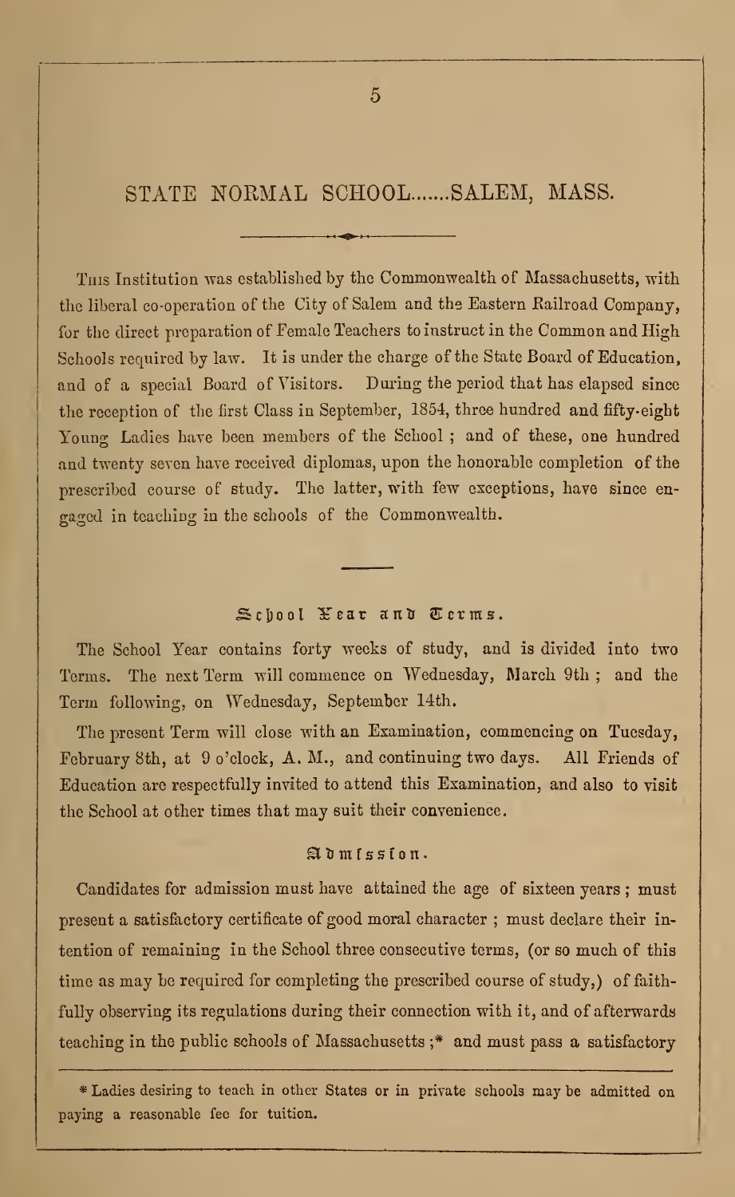# STATE NORMAL SCHOOL.......SALEM, MASS.

This Institution was established by the Commonwealth of Massachusetts, with the liberal co-operation of the City of Salem and the Eastern Railroad Company, for the direct preparation of Female Teachers to instruct in the Common and High Schools required by law. It is under the charge of the State Board of Education, and of a special Board of Visitors. During the period that has elapsed since the reception of the first Class in September, 1854, three hundred and fifty-eight Young Ladies have been members of the School; and of these, one hundred and twenty seven have received diplomas, upon the honorable completion of the prescribed course of study. The latter, with few exceptions, have since engaged in teaching in the schools of the Commonwealth.

## School Year and Terms.

The School Year contains forty weeks of study, and is divided into two Terms. The next Term will commence on Wednesday, March 9th; and the Term following, on Wednesday, September 14th.

The present Term will close with an Examination, commencing on Tuesday, February 8th, at 9 o'clock, A. M., and continuing two days. All Friends of Education are respectfully invited to attend this Examination, and also to visit the School at other times that may suit their convenience.

## Admission.

Candidates for admission must have attained the age of sixteen years; must present a satisfactory certificate of good moral character; must declare their intention of remaining in the School three consecutive terms, (or so much of this time as may be required for completing the prescribed course of study,) of faithfully observing its regulations during their connection with it, and of afterwards teaching in the public schools of Massachusetts;* and must pass a satisfactory

* Ladies desiring to teach in other States or in private schools may be admitted on paying a reasonable fee for tuition.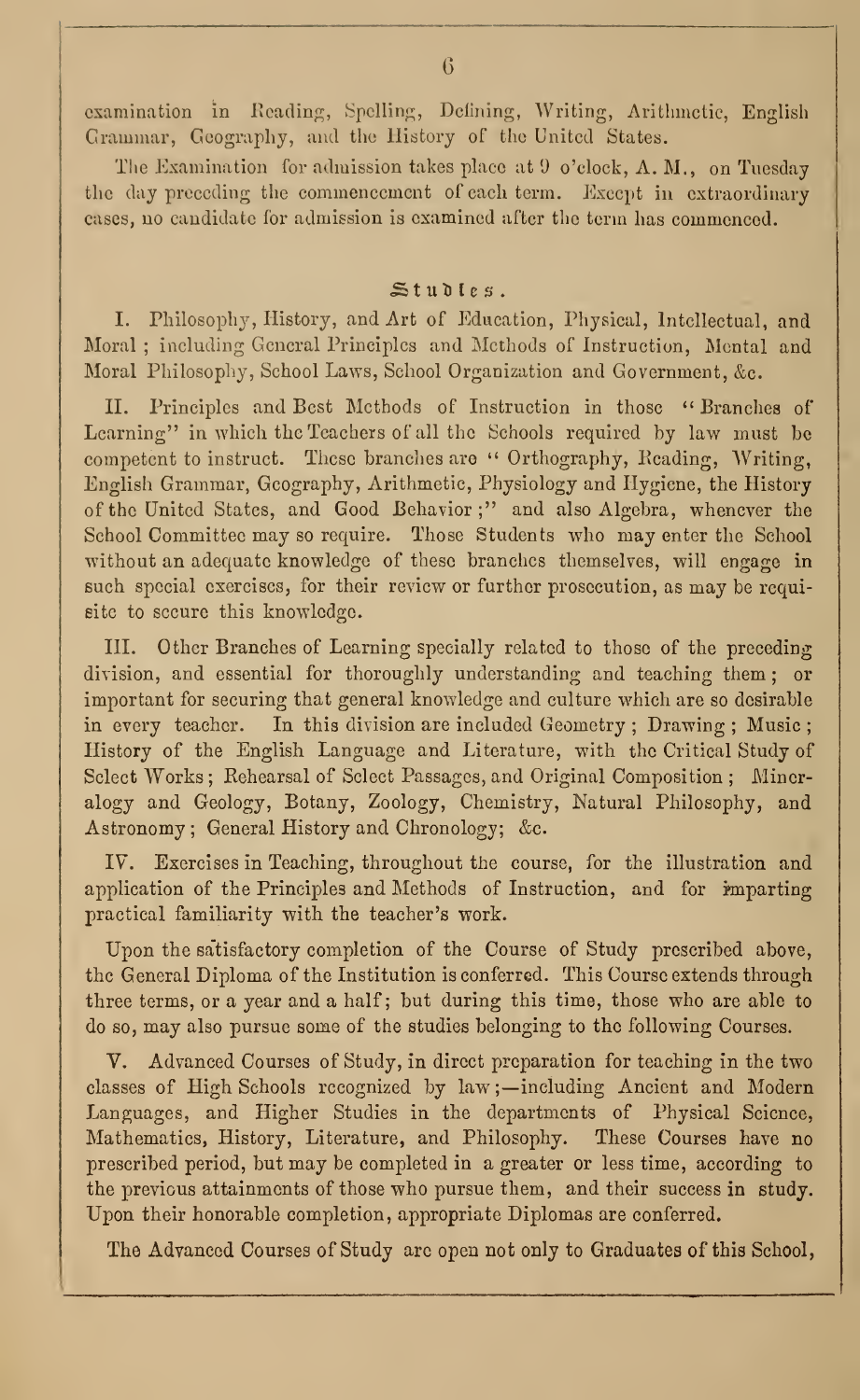examination in Reading, Spelling, Defining, Writing, Arithmetic, English Grammar, Geography, and the History of the United States.

The Examination for admission takes place at 9 o'clock, A. M., on Tuesday the day preceding the commencement of each term. Except in extraordinary cases, no candidate for admission is examined after the term has commenced.

## Studies.

I. Philosophy, History, and Art of Education, Physical, Intellectual, and Moral; including General Principles and Methods of Instruction, Mental and Moral Philosophy, School Laws, School Organization and Government, &c.

II. Principles and Best Methods of Instruction in those "Branches of Learning" in which the Teachers of all the Schools required by law must be competent to instruct. These branches are "Orthography, Reading, Writing, English Grammar, Geography, Arithmetic, Physiology and Hygiene, the History of the United States, and Good Behavior;" and also Algebra, whenever the School Committee may so require. Those Students who may enter the School without an adequate knowledge of these branches themselves, will engage in such special exercises, for their review or further prosecution, as may be requisite to secure this knowledge.

III. Other Branches of Learning specially related to those of the preceding division, and essential for thoroughly understanding and teaching them; or important for securing that general knowledge and culture which are so desirable in every teacher. In this division are included Geometry; Drawing; Music; History of the English Language and Literature, with the Critical Study of Select Works; Rehearsal of Select Passages, and Original Composition; Mineralogy and Geology, Botany, Zoology, Chemistry, Natural Philosophy, and Astronomy; General History and Chronology; &c.

IV. Exercises in Teaching, throughout the course, for the illustration and application of the Principles and Methods of Instruction, and for imparting practical familiarity with the teacher's work.

Upon the satisfactory completion of the Course of Study prescribed above, the General Diploma of the Institution is conferred. This Course extends through three terms, or a year and a half; but during this time, those who are able to do so, may also pursue some of the studies belonging to the following Courses.

V. Advanced Courses of Study, in direct preparation for teaching in the two classes of High Schools recognized by law;—including Ancient and Modern Languages, and Higher Studies in the departments of Physical Science, Mathematics, History, Literature, and Philosophy. These Courses have no prescribed period, but may be completed in a greater or less time, according to the previous attainments of those who pursue them, and their success in study. Upon their honorable completion, appropriate Diplomas are conferred.

The Advanced Courses of Study are open not only to Graduates of this School,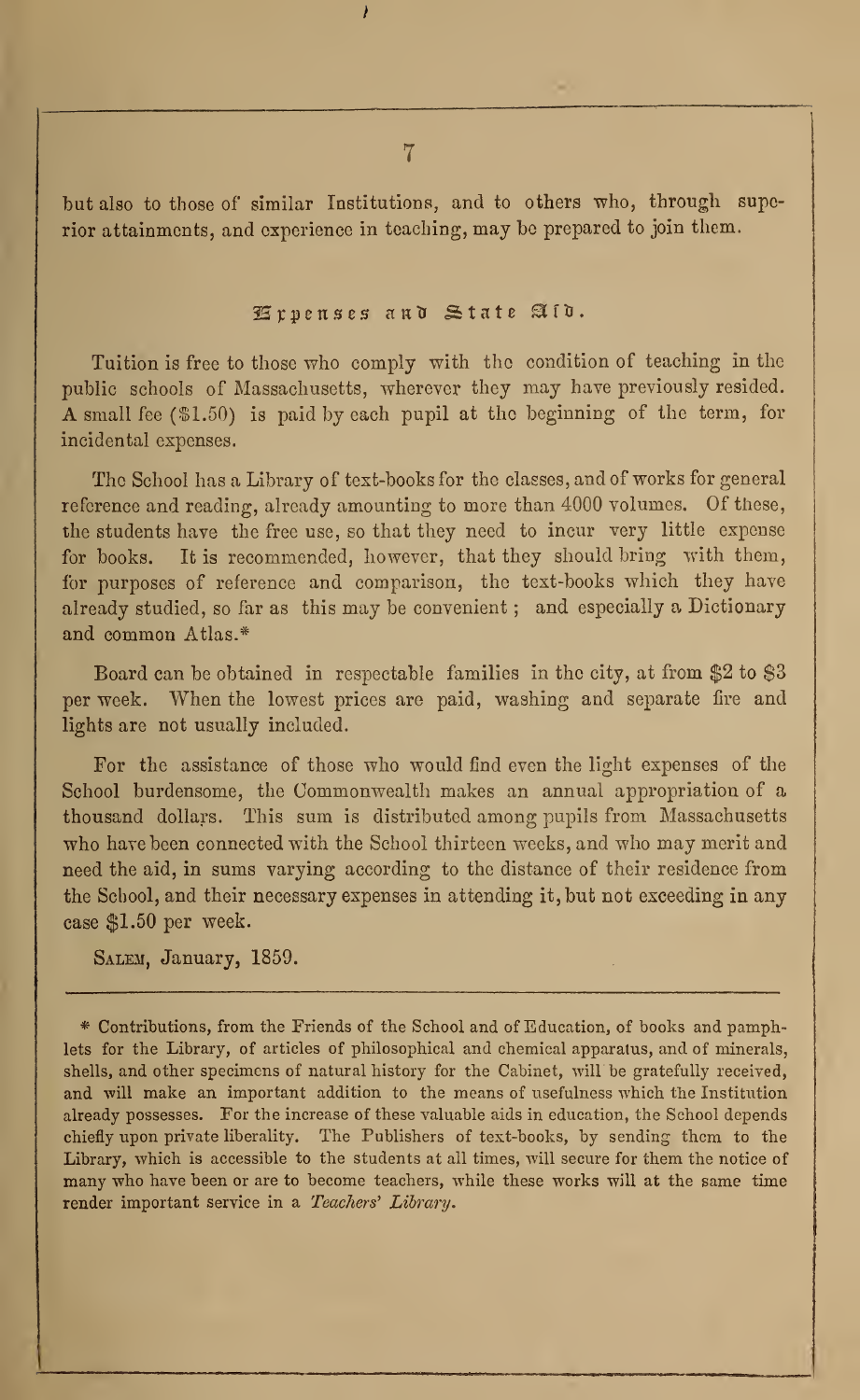but also to those of similar Institutions, and to others who, through superior attainments, and experience in teaching, may be prepared to join them.

## Expenses and State Aid.

Tuition is free to those who comply with the condition of teaching in the public schools of Massachusetts, wherever they may have previously resided. A small fee ($1.50) is paid by each pupil at the beginning of the term, for incidental expenses.

The School has a Library of text-books for the classes, and of works for general reference and reading, already amounting to more than 4000 volumes. Of these, the students have the free use, so that they need to incur very little expense for books. It is recommended, however, that they should bring with them, for purposes of reference and comparison, the text-books which they have already studied, so far as this may be convenient; and especially a Dictionary and common Atlas.*

Board can be obtained in respectable families in the city, at from $2 to $3 per week. When the lowest prices are paid, washing and separate fire and lights are not usually included.

For the assistance of those who would find even the light expenses of the School burdensome, the Commonwealth makes an annual appropriation of a thousand dollars. This sum is distributed among pupils from Massachusetts who have been connected with the School thirteen weeks, and who may merit and need the aid, in sums varying according to the distance of their residence from the School, and their necessary expenses in attending it, but not exceeding in any case $1.50 per week.

SALEM, January, 1859.

---

* Contributions, from the Friends of the School and of Education, of books and pamphlets for the Library, of articles of philosophical and chemical apparatus, and of minerals, shells, and other specimens of natural history for the Cabinet, will be gratefully received, and will make an important addition to the means of usefulness which the Institution already possesses. For the increase of these valuable aids in education, the School depends chiefly upon private liberality. The Publishers of text-books, by sending them to the Library, which is accessible to the students at all times, will secure for them the notice of many who have been or are to become teachers, while these works will at the same time render important service in a *Teachers' Library*.